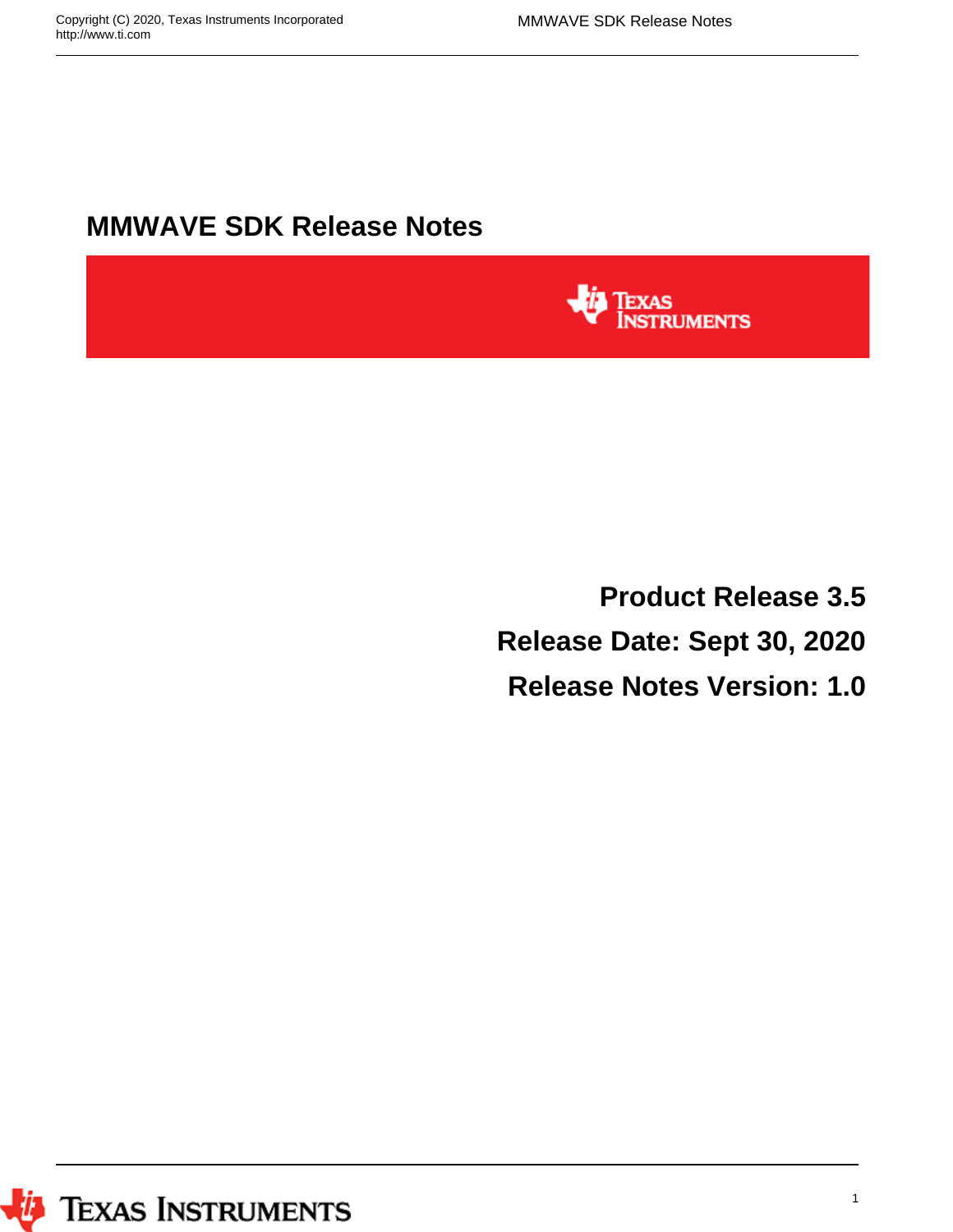# MMWAVE SDK Release Notes

**Product Release 3.5**

**Release Date: Sept 30, 2020**

**Release Notes Version: 1.0**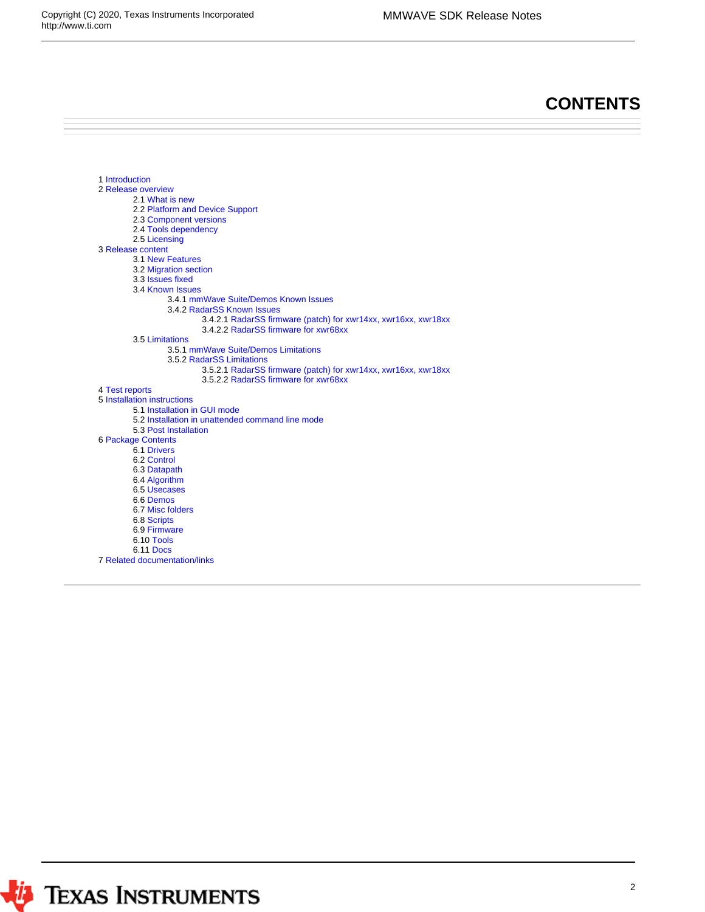# CONTENTS

- 1 Introduction
- 2 Release overview
  - 2.1 What is new
  - 2.2 Platform and Device Support
  - 2.3 Component versions
  - 2.4 Tools dependency
  - 2.5 Licensing
- 3 Release content
  - 3.1 New Features
  - 3.2 Migration section
  - 3.3 Issues fixed
  - 3.4 Known Issues
    - 3.4.1 mmWave Suite/Demos Known Issues
    - 3.4.2 RadarSS Known Issues
      - 3.4.2.1 RadarSS firmware (patch) for xwr14xx, xwr16xx, xwr18xx
      - 3.4.2.2 RadarSS firmware for xwr68xx
  - 3.5 Limitations
    - 3.5.1 mmWave Suite/Demos Limitations
    - 3.5.2 RadarSS Limitations
      - 3.5.2.1 RadarSS firmware (patch) for xwr14xx, xwr16xx, xwr18xx
      - 3.5.2.2 RadarSS firmware for xwr68xx
- 4 Test reports
- 5 Installation instructions
  - 5.1 Installation in GUI mode
  - 5.2 Installation in unattended command line mode
  - 5.3 Post Installation
- 6 Package Contents
  - 6.1 Drivers
  - 6.2 Control
  - 6.3 Datapath
  - 6.4 Algorithm
  - 6.5 Usecases
  - 6.6 Demos
  - 6.7 Misc folders
  - 6.8 Scripts
  - 6.9 Firmware
  - 6.10 Tools
  - 6.11 Docs
- 7 Related documentation/links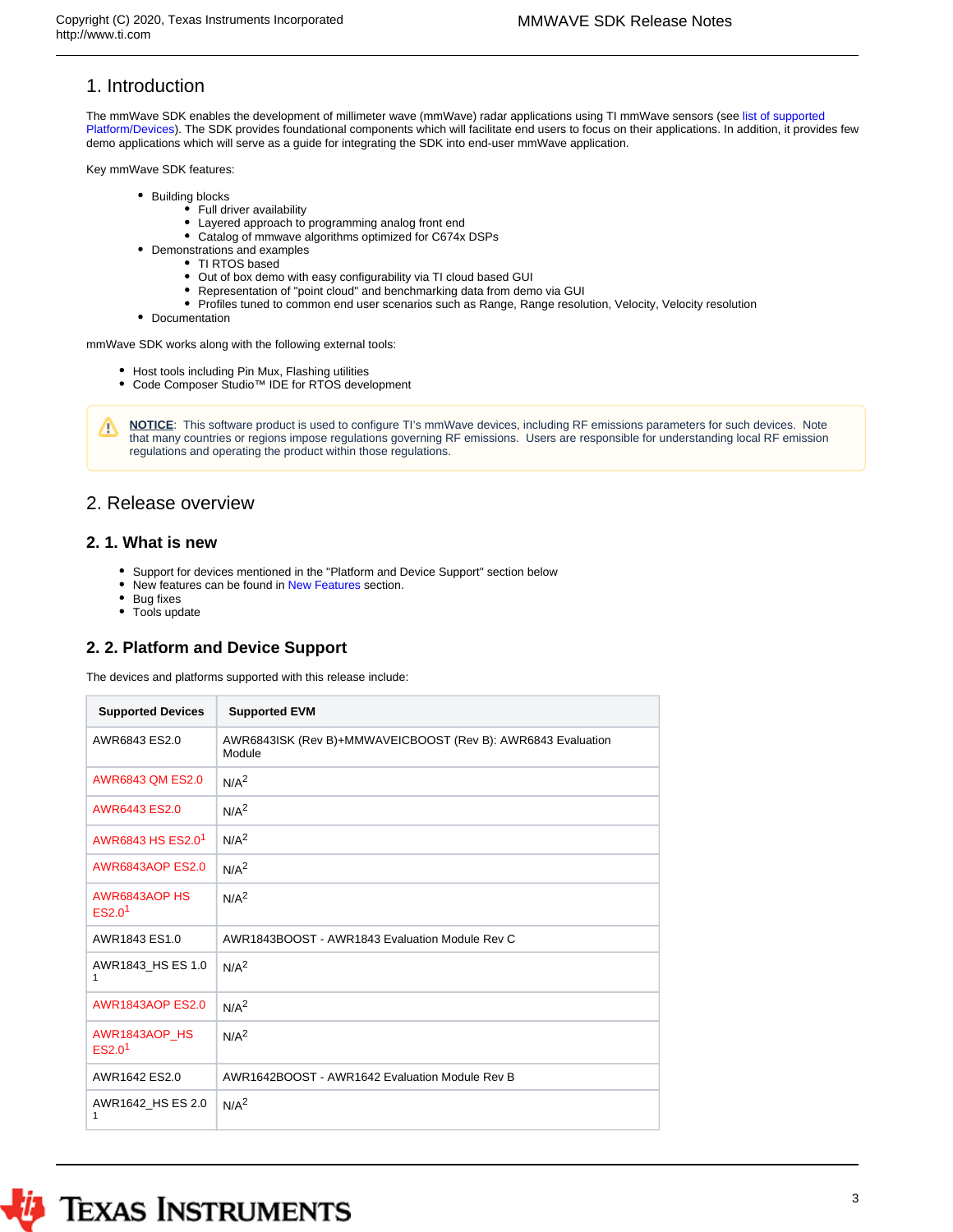# 1. Introduction

The mmWave SDK enables the development of millimeter wave (mmWave) radar applications using TI mmWave sensors (see list of supported Platform/Devices). The SDK provides foundational components which will facilitate end users to focus on their applications. In addition, it provides few demo applications which will serve as a guide for integrating the SDK into end-user mmWave application.

Key mmWave SDK features:

- Building blocks
  - Full driver availability
  - Layered approach to programming analog front end
  - Catalog of mmwave algorithms optimized for C674x DSPs
- Demonstrations and examples
  - TI RTOS based
  - Out of box demo with easy configurability via TI cloud based GUI
  - Representation of "point cloud" and benchmarking data from demo via GUI
  - Profiles tuned to common end user scenarios such as Range, Range resolution, Velocity, Velocity resolution
- Documentation

mmWave SDK works along with the following external tools:

- Host tools including Pin Mux, Flashing utilities
- Code Composer Studio™ IDE for RTOS development

> **NOTICE**: This software product is used to configure TI's mmWave devices, including RF emissions parameters for such devices. Note that many countries or regions impose regulations governing RF emissions. Users are responsible for understanding local RF emission regulations and operating the product within those regulations.

# 2. Release overview

## 2. 1. What is new

- Support for devices mentioned in the "Platform and Device Support" section below
- New features can be found in New Features section.
- Bug fixes
- Tools update

## 2. 2. Platform and Device Support

The devices and platforms supported with this release include:

| Supported Devices | Supported EVM |
|---|---|
| AWR6843 ES2.0 | AWR6843ISK (Rev B)+MMWAVEICBOOST (Rev B): AWR6843 Evaluation Module |
| AWR6843 QM ES2.0 | N/A[2] |
| AWR6443 ES2.0 | N/A[2] |
| AWR6843 HS ES2.0[1] | N/A[2] |
| AWR6843AOP ES2.0 | N/A[2] |
| AWR6843AOP HS ES2.0[1] | N/A[2] |
| AWR1843 ES1.0 | AWR1843BOOST - AWR1843 Evaluation Module Rev C |
| AWR1843_HS ES 1.0[1] | N/A[2] |
| AWR1843AOP ES2.0 | N/A[2] |
| AWR1843AOP_HS ES2.0[1] | N/A[2] |
| AWR1642 ES2.0 | AWR1642BOOST - AWR1642 Evaluation Module Rev B |
| AWR1642_HS ES 2.0[1] | N/A[2] |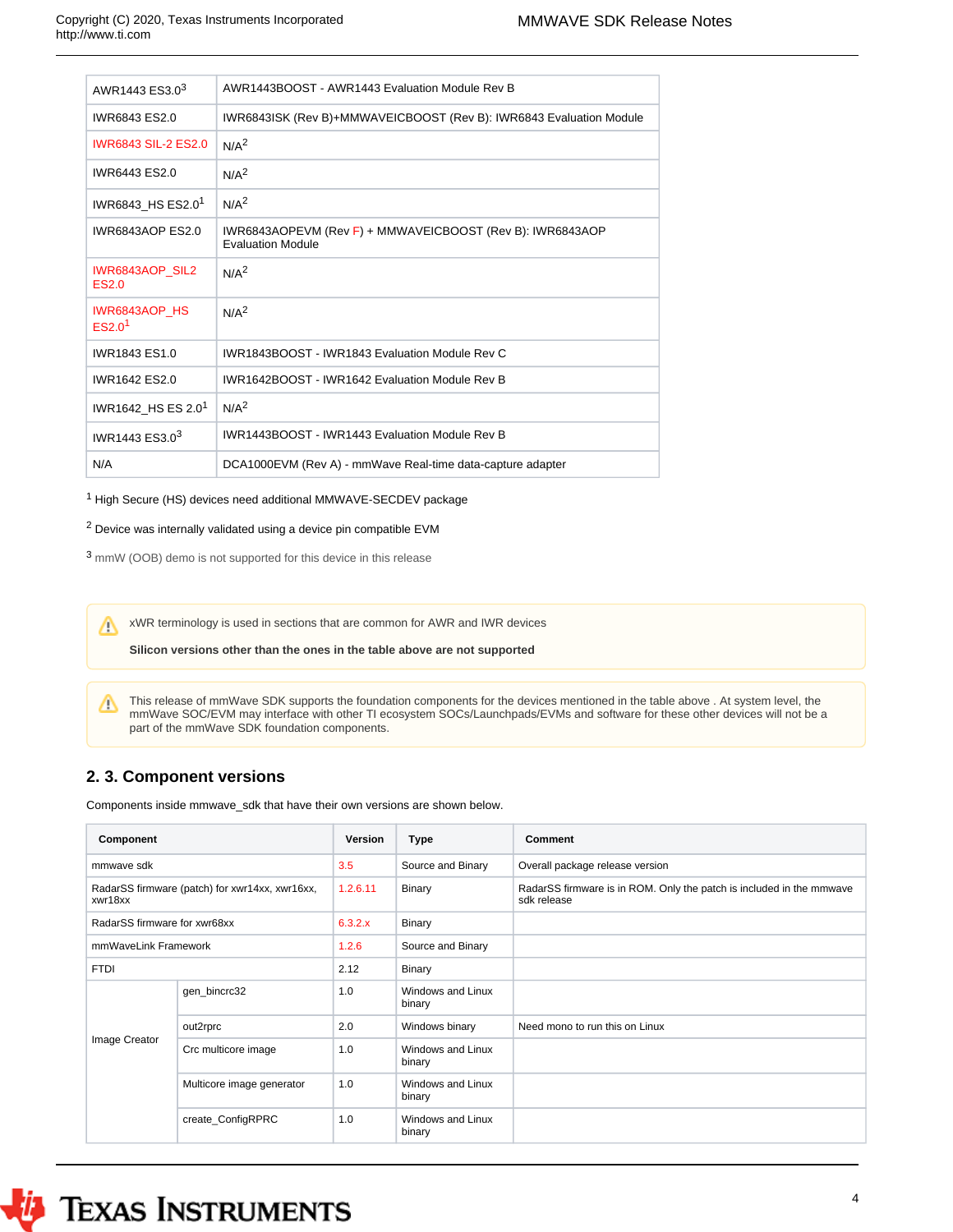| | |
|---|---|
| AWR1443 ES3.0[3] | AWR1443BOOST - AWR1443 Evaluation Module Rev B |
| IWR6843 ES2.0 | IWR6843ISK (Rev B)+MMWAVEICBOOST (Rev B): IWR6843 Evaluation Module |
| IWR6843 SIL-2 ES2.0 | N/A[2] |
| IWR6443 ES2.0 | N/A[2] |
| IWR6843_HS ES2.0[1] | N/A[2] |
| IWR6843AOP ES2.0 | IWR6843AOPEVM (Rev F) + MMWAVEICBOOST (Rev B): IWR6843AOP Evaluation Module |
| IWR6843AOP_SIL2 ES2.0 | N/A[2] |
| IWR6843AOP_HS ES2.0[1] | N/A[2] |
| IWR1843 ES1.0 | IWR1843BOOST - IWR1843 Evaluation Module Rev C |
| IWR1642 ES2.0 | IWR1642BOOST - IWR1642 Evaluation Module Rev B |
| IWR1642_HS ES 2.0[1] | N/A[2] |
| IWR1443 ES3.0[3] | IWR1443BOOST - IWR1443 Evaluation Module Rev B |
| N/A | DCA1000EVM (Rev A) - mmWave Real-time data-capture adapter |

[1] High Secure (HS) devices need additional MMWAVE-SECDEV package

[2] Device was internally validated using a device pin compatible EVM

[3] mmW (OOB) demo is not supported for this device in this release

> xWR terminology is used in sections that are common for AWR and IWR devices
>
> **Silicon versions other than the ones in the table above are not supported**

> This release of mmWave SDK supports the foundation components for the devices mentioned in the table above . At system level, the mmWave SOC/EVM may interface with other TI ecosystem SOCs/Launchpads/EVMs and software for these other devices will not be a part of the mmWave SDK foundation components.

## 2. 3. Component versions

Components inside mmwave_sdk that have their own versions are shown below.

| Component | | Version | Type | Comment |
|---|---|---|---|---|
| mmwave sdk | | 3.5 | Source and Binary | Overall package release version |
| RadarSS firmware (patch) for xwr14xx, xwr16xx, xwr18xx | | 1.2.6.11 | Binary | RadarSS firmware is in ROM. Only the patch is included in the mmwave sdk release |
| RadarSS firmware for xwr68xx | | 6.3.2.x | Binary | |
| mmWaveLink Framework | | 1.2.6 | Source and Binary | |
| FTDI | | 2.12 | Binary | |
| Image Creator | gen_bincrc32 | 1.0 | Windows and Linux binary | |
| | out2rprc | 2.0 | Windows binary | Need mono to run this on Linux |
| | Crc multicore image | 1.0 | Windows and Linux binary | |
| | Multicore image generator | 1.0 | Windows and Linux binary | |
| | create_ConfigRPRC | 1.0 | Windows and Linux binary | |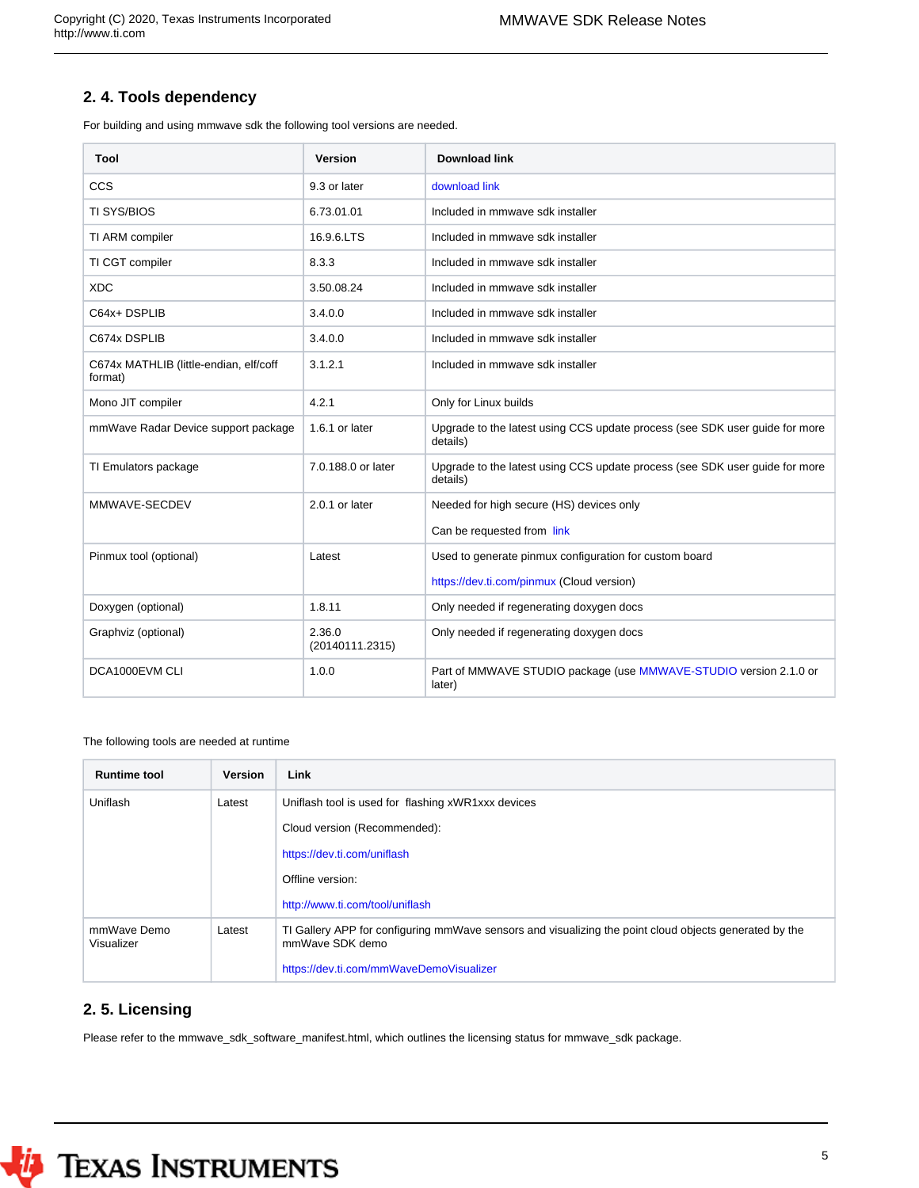## 2. 4. Tools dependency

For building and using mmwave sdk the following tool versions are needed.

| Tool | Version | Download link |
|---|---|---|
| CCS | 9.3 or later | download link |
| TI SYS/BIOS | 6.73.01.01 | Included in mmwave sdk installer |
| TI ARM compiler | 16.9.6.LTS | Included in mmwave sdk installer |
| TI CGT compiler | 8.3.3 | Included in mmwave sdk installer |
| XDC | 3.50.08.24 | Included in mmwave sdk installer |
| C64x+ DSPLIB | 3.4.0.0 | Included in mmwave sdk installer |
| C674x DSPLIB | 3.4.0.0 | Included in mmwave sdk installer |
| C674x MATHLIB (little-endian, elf/coff format) | 3.1.2.1 | Included in mmwave sdk installer |
| Mono JIT compiler | 4.2.1 | Only for Linux builds |
| mmWave Radar Device support package | 1.6.1 or later | Upgrade to the latest using CCS update process (see SDK user guide for more details) |
| TI Emulators package | 7.0.188.0 or later | Upgrade to the latest using CCS update process (see SDK user guide for more details) |
| MMWAVE-SECDEV | 2.0.1 or later | Needed for high secure (HS) devices only<br><br>Can be requested from link |
| Pinmux tool (optional) | Latest | Used to generate pinmux configuration for custom board<br><br>https://dev.ti.com/pinmux (Cloud version) |
| Doxygen (optional) | 1.8.11 | Only needed if regenerating doxygen docs |
| Graphviz (optional) | 2.36.0 (20140111.2315) | Only needed if regenerating doxygen docs |
| DCA1000EVM CLI | 1.0.0 | Part of MMWAVE STUDIO package (use MMWAVE-STUDIO version 2.1.0 or later) |

The following tools are needed at runtime

| Runtime tool | Version | Link |
|---|---|---|
| Uniflash | Latest | Uniflash tool is used for flashing xWR1xxx devices<br><br>Cloud version (Recommended):<br><br>https://dev.ti.com/uniflash<br><br>Offline version:<br><br>http://www.ti.com/tool/uniflash |
| mmWave Demo Visualizer | Latest | TI Gallery APP for configuring mmWave sensors and visualizing the point cloud objects generated by the mmWave SDK demo<br><br>https://dev.ti.com/mmWaveDemoVisualizer |

## 2. 5. Licensing

Please refer to the mmwave_sdk_software_manifest.html, which outlines the licensing status for mmwave_sdk package.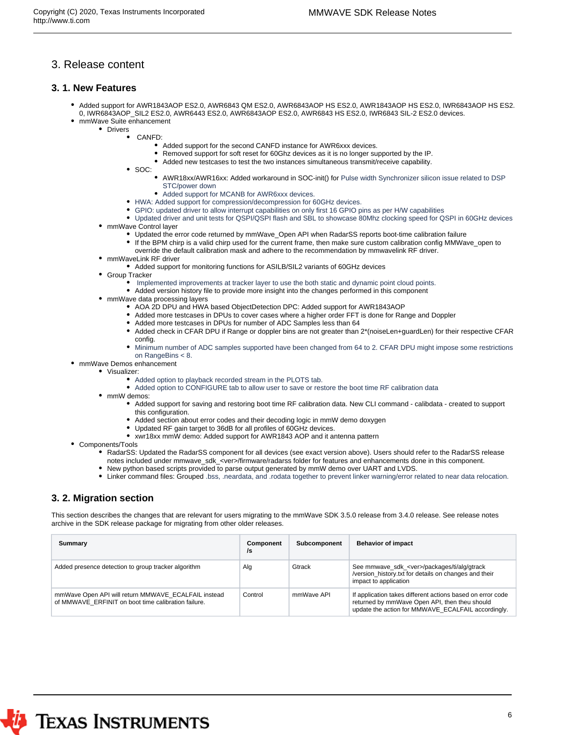# 3. Release content

## 3. 1. New Features

- Added support for AWR1843AOP ES2.0, AWR6843 QM ES2.0, AWR6843AOP HS ES2.0, AWR1843AOP HS ES2.0, IWR6843AOP HS ES2.0, IWR6843AOP_SIL2 ES2.0, AWR6443 ES2.0, AWR6843AOP ES2.0, AWR6843 HS ES2.0, IWR6843 SIL-2 ES2.0 devices.
- mmWave Suite enhancement
  - Drivers
    - CANFD:
      - Added support for the second CANFD instance for AWR6xxx devices.
      - Removed support for soft reset for 60Ghz devices as it is no longer supported by the IP.
      - Added new testcases to test the two instances simultaneous transmit/receive capability.
    - SOC:
      - AWR18xx/AWR16xx: Added workaround in SOC-init() for Pulse width Synchronizer silicon issue related to DSP STC/power down
      - Added support for MCANB for AWR6xxx devices.
    - HWA: Added support for compression/decompression for 60GHz devices.
    - GPIO: updated driver to allow interrupt capabilities on only first 16 GPIO pins as per H/W capabilities
    - Updated driver and unit tests for QSPI/QSPI flash and SBL to showcase 80Mhz clocking speed for QSPI in 60GHz devices
  - mmWave Control layer
    - Updated the error code returned by mmWave_Open API when RadarSS reports boot-time calibration failure
    - If the BPM chirp is a valid chirp used for the current frame, then make sure custom calibration config MMWave_open to override the default calibration mask and adhere to the recommendation by mmwavelink RF driver.
  - mmWaveLink RF driver
    - Added support for monitoring functions for ASILB/SIL2 variants of 60GHz devices
  - Group Tracker
    - Implemented improvements at tracker layer to use the both static and dynamic point cloud points.
    - Added version history file to provide more insight into the changes performed in this component
  - mmWave data processing layers
    - AOA 2D DPU and HWA based ObjectDetection DPC: Added support for AWR1843AOP
    - Added more testcases in DPUs to cover cases where a higher order FFT is done for Range and Doppler
    - Added more testcases in DPUs for number of ADC Samples less than 64
    - Added check in CFAR DPU if Range or doppler bins are not greater than 2*(noiseLen+guardLen) for their respective CFAR config.
    - Minimum number of ADC samples supported have been changed from 64 to 2. CFAR DPU might impose some restrictions on RangeBins < 8.
- mmWave Demos enhancement
  - Visualizer:
    - Added option to playback recorded stream in the PLOTS tab.
    - Added option to CONFIGURE tab to allow user to save or restore the boot time RF calibration data
  - mmW demos:
    - Added support for saving and restoring boot time RF calibration data. New CLI command - calibdata - created to support this configuration.
    - Added section about error codes and their decoding logic in mmW demo doxygen
    - Updated RF gain target to 36dB for all profiles of 60GHz devices.
    - xwr18xx mmW demo: Added support for AWR1843 AOP and it antenna pattern
- Components/Tools
  - RadarSS: Updated the RadarSS component for all devices (see exact version above). Users should refer to the RadarSS release notes included under mmwave_sdk_<ver>/firmware/radarss folder for features and enhancements done in this component.
  - New python based scripts provided to parse output generated by mmW demo over UART and LVDS.
  - Linker command files: Grouped .bss, .neardata, and .rodata together to prevent linker warning/error related to near data relocation.

## 3. 2. Migration section

This section describes the changes that are relevant for users migrating to the mmWave SDK 3.5.0 release from 3.4.0 release. See release notes archive in the SDK release package for migrating from other older releases.

| Summary | Component /s | Subcomponent | Behavior of impact |
|---|---|---|---|
| Added presence detection to group tracker algorithm | Alg | Gtrack | See mmwave_sdk_<ver>/packages/ti/alg/gtrack /version_history.txt for details on changes and their impact to application |
| mmWave Open API will return MMWAVE_ECALFAIL instead of MMWAVE_ERFINIT on boot time calibration failure. | Control | mmWave API | If application takes different actions based on error code returned by mmWave Open API, then theu should update the action for MMWAVE_ECALFAIL accordingly. |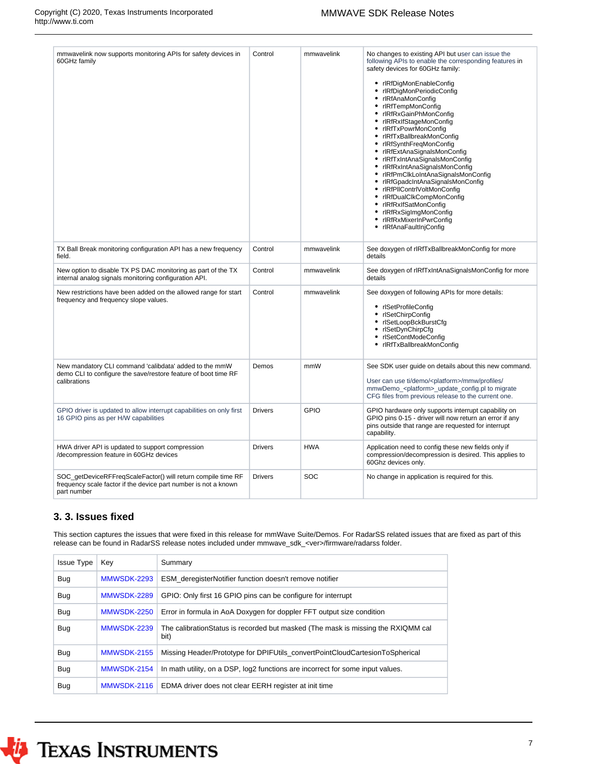| | | | |
|---|---|---|---|
| mmwavelink now supports monitoring APIs for safety devices in 60GHz family | Control | mmwavelink | No changes to existing API but user can issue the following APIs to enable the corresponding features in safety devices for 60GHz family:<br><br>• rlRfDigMonEnableConfig<br>• rlRfDigMonPeriodicConfig<br>• rlRfAnaMonConfig<br>• rlRfTempMonConfig<br>• rlRfRxGainPhMonConfig<br>• rlRfRxIfStageMonConfig<br>• rlRfTxPowrMonConfig<br>• rlRfTxBallbreakMonConfig<br>• rlRfSynthFreqMonConfig<br>• rlRfExtAnaSignalsMonConfig<br>• rlRfTxIntAnaSignalsMonConfig<br>• rlRfRxIntAnaSignalsMonConfig<br>• rlRfPmClkLoIntAnaSignalsMonConfig<br>• rlRfGpadcIntAnaSignalsMonConfig<br>• rlRfPllContrlVoltMonConfig<br>• rlRfDualClkCompMonConfig<br>• rlRfRxIfSatMonConfig<br>• rlRfRxSigImgMonConfig<br>• rlRfRxMixerInPwrConfig<br>• rlRfAnaFaultInjConfig |
| TX Ball Break monitoring configuration API has a new frequency field. | Control | mmwavelink | See doxygen of rlRfTxBallbreakMonConfig for more details |
| New option to disable TX PS DAC monitoring as part of the TX internal analog signals monitoring configuration API. | Control | mmwavelink | See doxygen of rlRfTxIntAnaSignalsMonConfig for more details |
| New restrictions have been added on the allowed range for start frequency and frequency slope values. | Control | mmwavelink | See doxygen of following APIs for more details:<br><br>• rlSetProfileConfig<br>• rlSetChirpConfig<br>• rlSetLoopBckBurstCfg<br>• rlSetDynChirpCfg<br>• rlSetContModeConfig<br>• rlRfTxBallbreakMonConfig |
| New mandatory CLI command 'calibdata' added to the mmW demo CLI to configure the save/restore feature of boot time RF calibrations | Demos | mmW | See SDK user guide on details about this new command.<br><br>User can use ti/demo/<platform>/mmw/profiles/mmwDemo_<platform>_update_config.pl to migrate CFG files from previous release to the current one. |
| GPIO driver is updated to allow interrupt capabilities on only first 16 GPIO pins as per H/W capabilities | Drivers | GPIO | GPIO hardware only supports interrupt capability on GPIO pins 0-15 - driver will now return an error if any pins outside that range are requested for interrupt capability. |
| HWA driver API is updated to support compression /decompression feature in 60GHz devices | Drivers | HWA | Application need to config these new fields only if compression/decompression is desired. This applies to 60Ghz devices only. |
| SOC_getDeviceRFFreqScaleFactor() will return compile time RF frequency scale factor if the device part number is not a known part number | Drivers | SOC | No change in application is required for this. |

## 3. 3. Issues fixed

This section captures the issues that were fixed in this release for mmWave Suite/Demos. For RadarSS related issues that are fixed as part of this release can be found in RadarSS release notes included under mmwave_sdk_<ver>/firmware/radarss folder.

| Issue Type | Key | Summary |
|---|---|---|
| Bug | MMWSDK-2293 | ESM_deregisterNotifier function doesn't remove notifier |
| Bug | MMWSDK-2289 | GPIO: Only first 16 GPIO pins can be configure for interrupt |
| Bug | MMWSDK-2250 | Error in formula in AoA Doxygen for doppler FFT output size condition |
| Bug | MMWSDK-2239 | The calibrationStatus is recorded but masked (The mask is missing the RXIQMM cal bit) |
| Bug | MMWSDK-2155 | Missing Header/Prototype for DPIFUtils_convertPointCloudCartesionToSpherical |
| Bug | MMWSDK-2154 | In math utility, on a DSP, log2 functions are incorrect for some input values. |
| Bug | MMWSDK-2116 | EDMA driver does not clear EERH register at init time |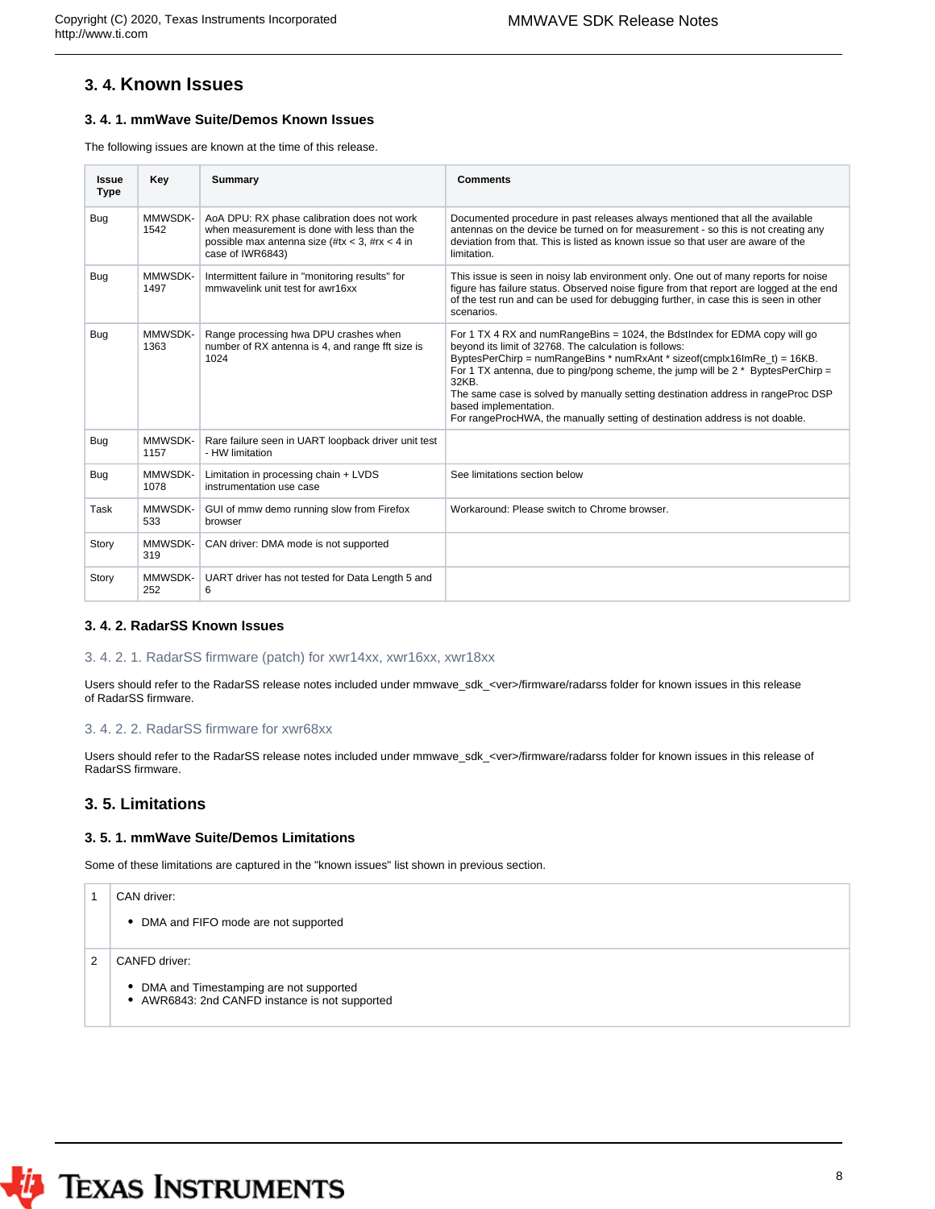## 3. 4. Known Issues

### 3. 4. 1. mmWave Suite/Demos Known Issues

The following issues are known at the time of this release.

| Issue Type | Key | Summary | Comments |
|---|---|---|---|
| Bug | MMWSDK-1542 | AoA DPU: RX phase calibration does not work when measurement is done with less than the possible max antenna size (#tx < 3, #rx < 4 in case of IWR6843) | Documented procedure in past releases always mentioned that all the available antennas on the device be turned on for measurement - so this is not creating any deviation from that. This is listed as known issue so that user are aware of the limitation. |
| Bug | MMWSDK-1497 | Intermittent failure in "monitoring results" for mmwavelink unit test for awr16xx | This issue is seen in noisy lab environment only. One out of many reports for noise figure has failure status. Observed noise figure from that report are logged at the end of the test run and can be used for debugging further, in case this is seen in other scenarios. |
| Bug | MMWSDK-1363 | Range processing hwa DPU crashes when number of RX antenna is 4, and range fft size is 1024 | For 1 TX 4 RX and numRangeBins = 1024, the BdstIndex for EDMA copy will go beyond its limit of 32768. The calculation is follows:<br>ByptesPerChirp = numRangeBins * numRxAnt * sizeof(cmplx16ImRe_t) = 16KB.<br>For 1 TX antenna, due to ping/pong scheme, the jump will be 2 * ByptesPerChirp = 32KB.<br>The same case is solved by manually setting destination address in rangeProc DSP based implementation.<br>For rangeProcHWA, the manually setting of destination address is not doable. |
| Bug | MMWSDK-1157 | Rare failure seen in UART loopback driver unit test - HW limitation | |
| Bug | MMWSDK-1078 | Limitation in processing chain + LVDS instrumentation use case | See limitations section below |
| Task | MMWSDK-533 | GUI of mmw demo running slow from Firefox browser | Workaround: Please switch to Chrome browser. |
| Story | MMWSDK-319 | CAN driver: DMA mode is not supported | |
| Story | MMWSDK-252 | UART driver has not tested for Data Length 5 and 6 | |

### 3. 4. 2. RadarSS Known Issues

#### 3. 4. 2. 1. RadarSS firmware (patch) for xwr14xx, xwr16xx, xwr18xx

Users should refer to the RadarSS release notes included under mmwave_sdk_<ver>/firmware/radarss folder for known issues in this release of RadarSS firmware.

#### 3. 4. 2. 2. RadarSS firmware for xwr68xx

Users should refer to the RadarSS release notes included under mmwave_sdk_<ver>/firmware/radarss folder for known issues in this release of RadarSS firmware.

## 3. 5. Limitations

### 3. 5. 1. mmWave Suite/Demos Limitations

Some of these limitations are captured in the "known issues" list shown in previous section.

| | |
|---|---|
| 1 | CAN driver:<br>• DMA and FIFO mode are not supported |
| 2 | CANFD driver:<br>• DMA and Timestamping are not supported<br>• AWR6843: 2nd CANFD instance is not supported |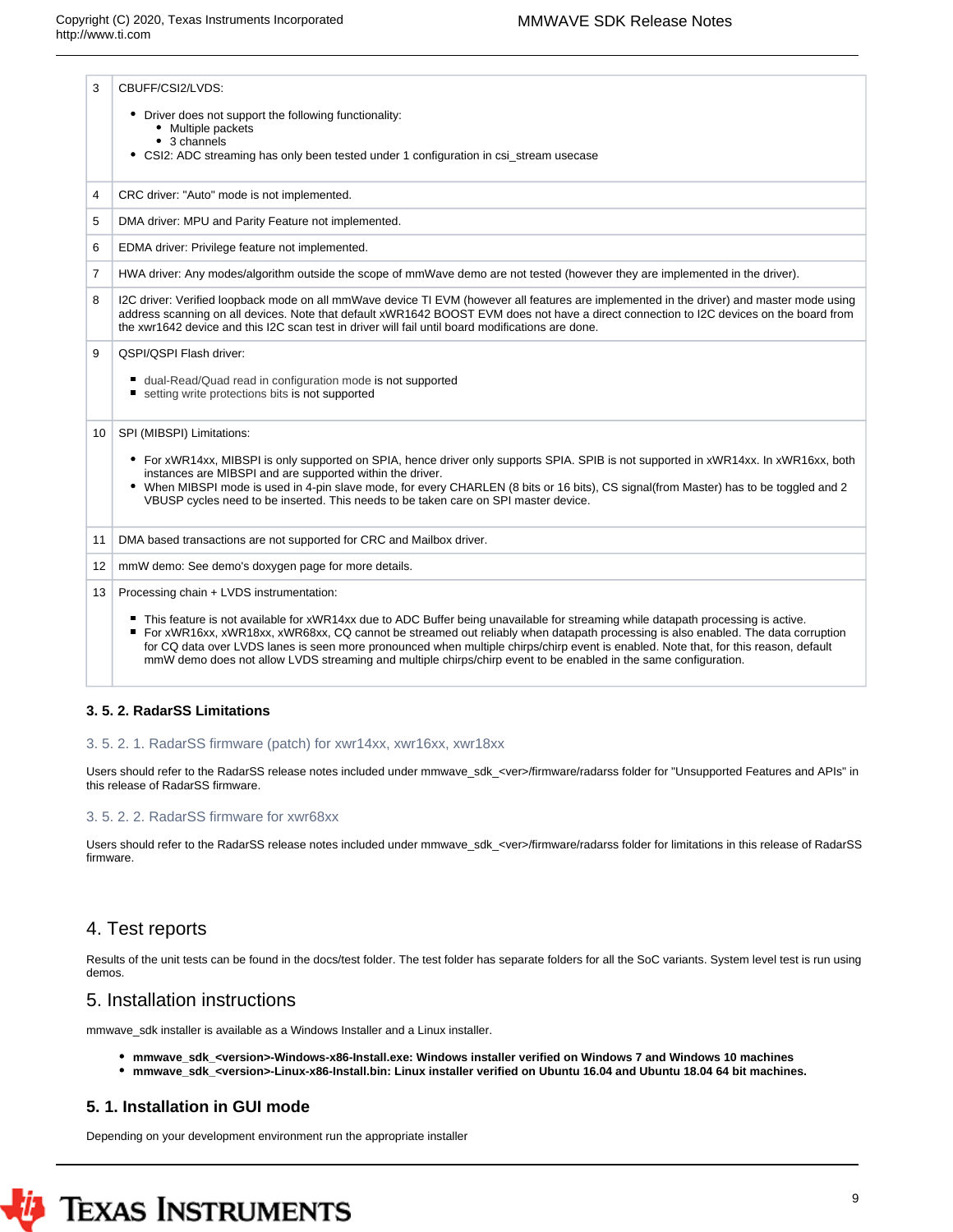| | |
|---|---|
| 3 | CBUFF/CSI2/LVDS: <br> • Driver does not support the following functionality: <br> &nbsp;&nbsp;&nbsp;• Multiple packets <br> &nbsp;&nbsp;&nbsp;• 3 channels <br> • CSI2: ADC streaming has only been tested under 1 configuration in csi_stream usecase |
| 4 | CRC driver: "Auto" mode is not implemented. |
| 5 | DMA driver: MPU and Parity Feature not implemented. |
| 6 | EDMA driver: Privilege feature not implemented. |
| 7 | HWA driver: Any modes/algorithm outside the scope of mmWave demo are not tested (however they are implemented in the driver). |
| 8 | I2C driver: Verified loopback mode on all mmWave device TI EVM (however all features are implemented in the driver) and master mode using address scanning on all devices. Note that default xWR1642 BOOST EVM does not have a direct connection to I2C devices on the board from the xwr1642 device and this I2C scan test in driver will fail until board modifications are done. |
| 9 | QSPI/QSPI Flash driver: <br> ▪ dual-Read/Quad read in configuration mode is not supported <br> ▪ setting write protections bits is not supported |
| 10 | SPI (MIBSPI) Limitations: <br> • For xWR14xx, MIBSPI is only supported on SPIA, hence driver only supports SPIA. SPIB is not supported in xWR14xx. In xWR16xx, both instances are MIBSPI and are supported within the driver. <br> • When MIBSPI mode is used in 4-pin slave mode, for every CHARLEN (8 bits or 16 bits), CS signal(from Master) has to be toggled and 2 VBUSP cycles need to be inserted. This needs to be taken care on SPI master device. |
| 11 | DMA based transactions are not supported for CRC and Mailbox driver. |
| 12 | mmW demo: See demo's doxygen page for more details. |
| 13 | Processing chain + LVDS instrumentation: <br> ▪ This feature is not available for xWR14xx due to ADC Buffer being unavailable for streaming while datapath processing is active. <br> ▪ For xWR16xx, xWR18xx, xWR68xx, CQ cannot be streamed out reliably when datapath processing is also enabled. The data corruption for CQ data over LVDS lanes is seen more pronounced when multiple chirps/chirp event is enabled. Note that, for this reason, default mmW demo does not allow LVDS streaming and multiple chirps/chirp event to be enabled in the same configuration. |

### 3. 5. 2. RadarSS Limitations

#### 3. 5. 2. 1. RadarSS firmware (patch) for xwr14xx, xwr16xx, xwr18xx

Users should refer to the RadarSS release notes included under mmwave_sdk_<ver>/firmware/radarss folder for "Unsupported Features and APIs" in this release of RadarSS firmware.

#### 3. 5. 2. 2. RadarSS firmware for xwr68xx

Users should refer to the RadarSS release notes included under mmwave_sdk_<ver>/firmware/radarss folder for limitations in this release of RadarSS firmware.

## 4. Test reports

Results of the unit tests can be found in the docs/test folder. The test folder has separate folders for all the SoC variants. System level test is run using demos.

## 5. Installation instructions

mmwave_sdk installer is available as a Windows Installer and a Linux installer.

- **mmwave_sdk_<version>-Windows-x86-Install.exe: Windows installer verified on Windows 7 and Windows 10 machines**
- **mmwave_sdk_<version>-Linux-x86-Install.bin: Linux installer verified on Ubuntu 16.04 and Ubuntu 18.04 64 bit machines.**

### 5. 1. Installation in GUI mode

Depending on your development environment run the appropriate installer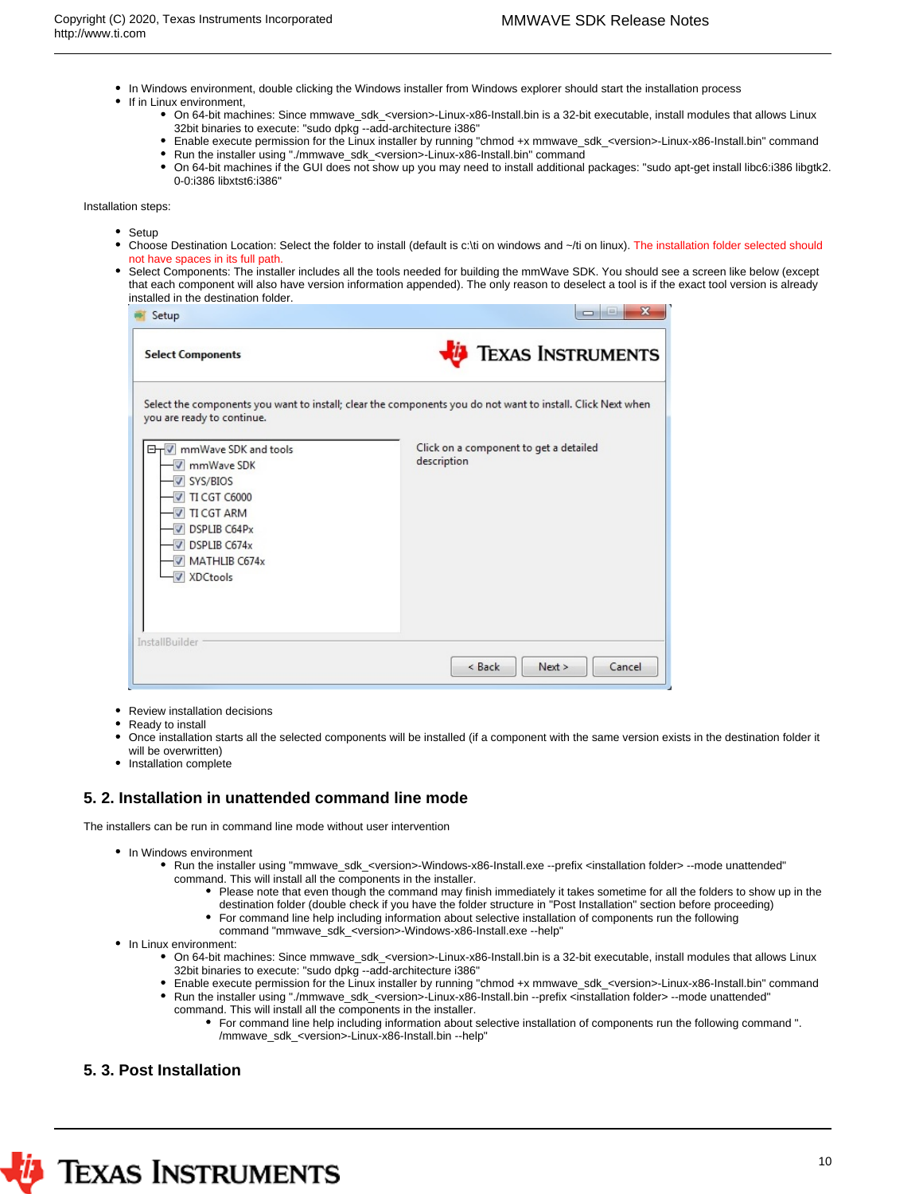- In Windows environment, double clicking the Windows installer from Windows explorer should start the installation process
- If in Linux environment,
  - On 64-bit machines: Since mmwave_sdk_<version>-Linux-x86-Install.bin is a 32-bit executable, install modules that allows Linux 32bit binaries to execute: "sudo dpkg --add-architecture i386"
  - Enable execute permission for the Linux installer by running "chmod +x mmwave_sdk_<version>-Linux-x86-Install.bin" command
  - Run the installer using "./mmwave_sdk_<version>-Linux-x86-Install.bin" command
  - On 64-bit machines if the GUI does not show up you may need to install additional packages: "sudo apt-get install libc6:i386 libgtk2.0-0:i386 libxtst6:i386"

Installation steps:

- Setup
- Choose Destination Location: Select the folder to install (default is c:\ti on windows and ~/ti on linux). The installation folder selected should not have spaces in its full path.
- Select Components: The installer includes all the tools needed for building the mmWave SDK. You should see a screen like below (except that each component will also have version information appended). The only reason to deselect a tool is if the exact tool version is already installed in the destination folder.
- Review installation decisions
- Ready to install
- Once installation starts all the selected components will be installed (if a component with the same version exists in the destination folder it will be overwritten)
- Installation complete

## 5. 2. Installation in unattended command line mode

The installers can be run in command line mode without user intervention

- In Windows environment
  - Run the installer using "mmwave_sdk_<version>-Windows-x86-Install.exe --prefix <installation folder> --mode unattended" command. This will install all the components in the installer.
    - Please note that even though the command may finish immediately it takes sometime for all the folders to show up in the destination folder (double check if you have the folder structure in "Post Installation" section before proceeding)
    - For command line help including information about selective installation of components run the following command "mmwave_sdk_<version>-Windows-x86-Install.exe --help"
- In Linux environment:
  - On 64-bit machines: Since mmwave_sdk_<version>-Linux-x86-Install.bin is a 32-bit executable, install modules that allows Linux 32bit binaries to execute: "sudo dpkg --add-architecture i386"
  - Enable execute permission for the Linux installer by running "chmod +x mmwave_sdk_<version>-Linux-x86-Install.bin" command
  - Run the installer using "./mmwave_sdk_<version>-Linux-x86-Install.bin --prefix <installation folder> --mode unattended" command. This will install all the components in the installer.
    - For command line help including information about selective installation of components run the following command "./mmwave_sdk_<version>-Linux-x86-Install.bin --help"

## 5. 3. Post Installation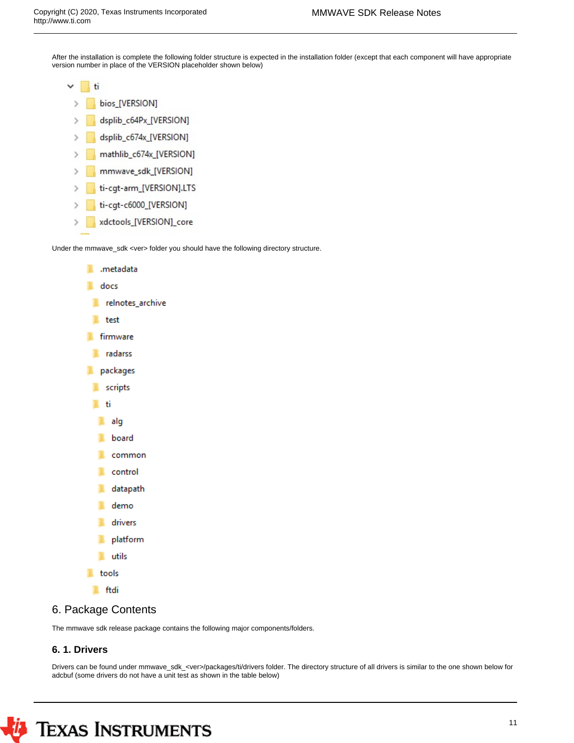After the installation is complete the following folder structure is expected in the installation folder (except that each component will have appropriate version number in place of the VERSION placeholder shown below)

```
ti
  bios_[VERSION]
  dsplib_c64Px_[VERSION]
  dsplib_c674x_[VERSION]
  mathlib_c674x_[VERSION]
  mmwave_sdk_[VERSION]
  ti-cgt-arm_[VERSION].LTS
  ti-cgt-c6000_[VERSION]
  xdctools_[VERSION]_core
```

Under the mmwave_sdk <ver> folder you should have the following directory structure.

```
.metadata
docs
  relnotes_archive
  test
firmware
  radarss
packages
  scripts
  ti
    alg
    board
    common
    control
    datapath
    demo
    drivers
    platform
    utils
tools
  ftdi
```

## 6. Package Contents

The mmwave sdk release package contains the following major components/folders.

### 6. 1. Drivers

Drivers can be found under mmwave_sdk_<ver>/packages/ti/drivers folder. The directory structure of all drivers is similar to the one shown below for adcbuf (some drivers do not have a unit test as shown in the table below)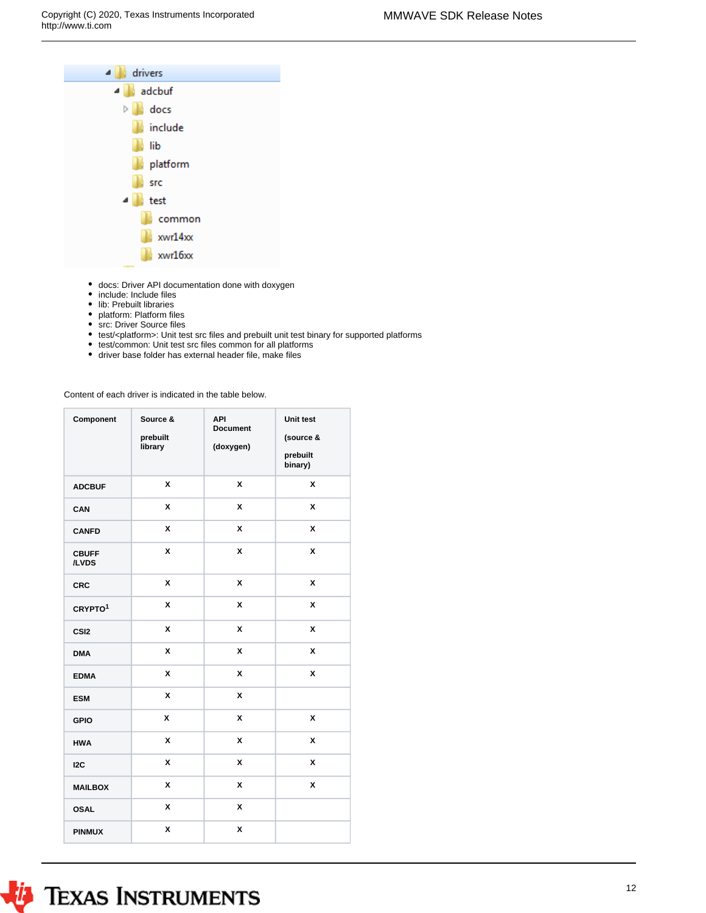- docs: Driver API documentation done with doxygen
- include: Include files
- lib: Prebuilt libraries
- platform: Platform files
- src: Driver Source files
- test/<platform>: Unit test src files and prebuilt unit test binary for supported platforms
- test/common: Unit test src files common for all platforms
- driver base folder has external header file, make files

Content of each driver is indicated in the table below.

| Component | Source & prebuilt library | API Document (doxygen) | Unit test (source & prebuilt binary) |
|---|---|---|---|
| ADCBUF | x | x | x |
| CAN | x | x | x |
| CANFD | x | x | x |
| CBUFF /LVDS | x | x | x |
| CRC | x | x | x |
| CRYPTO[1] | x | x | x |
| CSI2 | x | x | x |
| DMA | x | x | x |
| EDMA | x | x | x |
| ESM | x | x | |
| GPIO | x | x | x |
| HWA | x | x | x |
| I2C | x | x | x |
| MAILBOX | x | x | x |
| OSAL | x | x | |
| PINMUX | x | x | |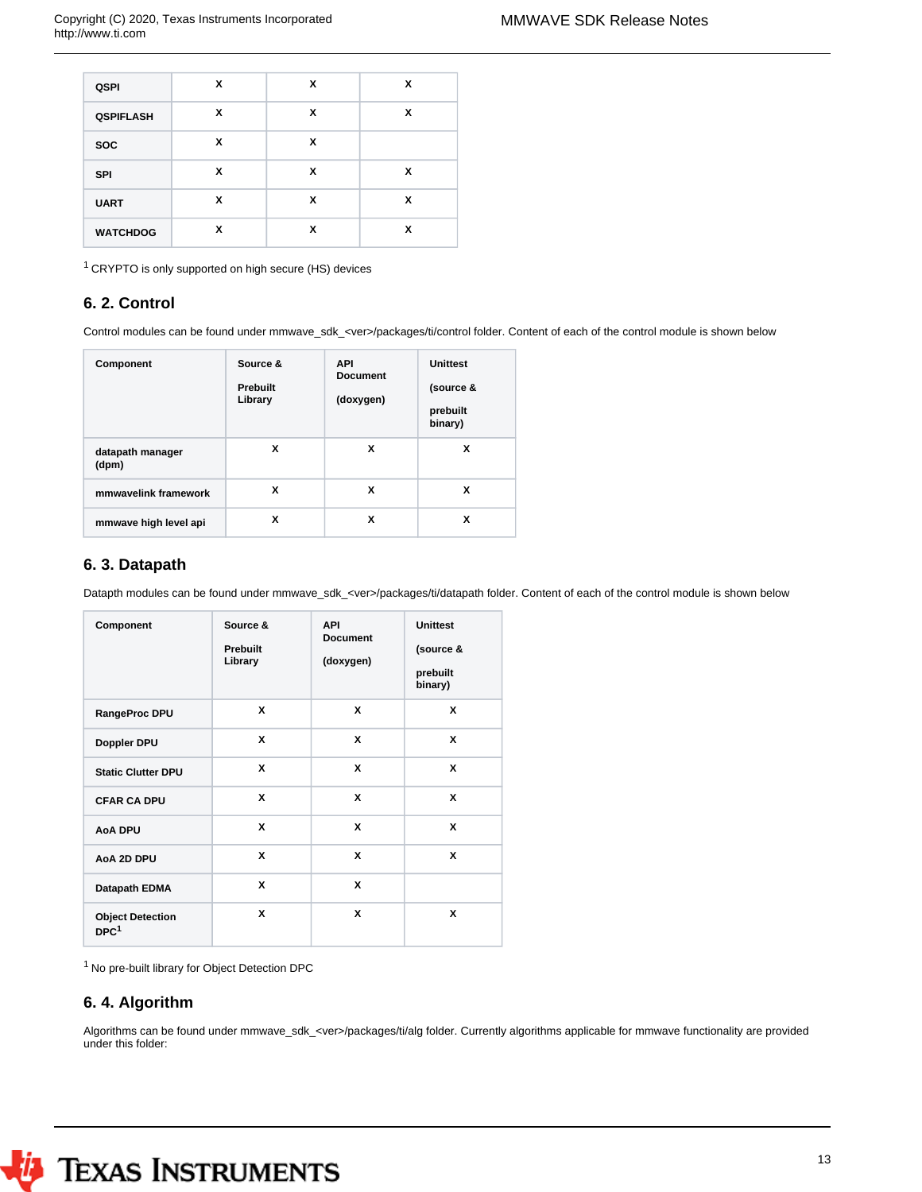| QSPI | X | X | X |
|---|---|---|---|
| QSPIFLASH | X | X | X |
| SOC | X | X | |
| SPI | X | X | X |
| UART | X | X | X |
| WATCHDOG | X | X | X |

[1] CRYPTO is only supported on high secure (HS) devices

## 6. 2. Control

Control modules can be found under mmwave_sdk_<ver>/packages/ti/control folder. Content of each of the control module is shown below

| Component | Source & Prebuilt Library | API Document (doxygen) | Unittest (source & prebuilt binary) |
|---|---|---|---|
| datapath manager (dpm) | X | X | X |
| mmwavelink framework | X | X | X |
| mmwave high level api | X | X | X |

## 6. 3. Datapath

Datapth modules can be found under mmwave_sdk_<ver>/packages/ti/datapath folder. Content of each of the control module is shown below

| Component | Source & Prebuilt Library | API Document (doxygen) | Unittest (source & prebuilt binary) |
|---|---|---|---|
| RangeProc DPU | X | X | X |
| Doppler DPU | X | X | X |
| Static Clutter DPU | X | X | X |
| CFAR CA DPU | X | X | X |
| AoA DPU | X | X | X |
| AoA 2D DPU | X | X | X |
| Datapath EDMA | X | X | |
| Object Detection DPC[1] | X | X | X |

[1] No pre-built library for Object Detection DPC

## 6. 4. Algorithm

Algorithms can be found under mmwave_sdk_<ver>/packages/ti/alg folder. Currently algorithms applicable for mmwave functionality are provided under this folder: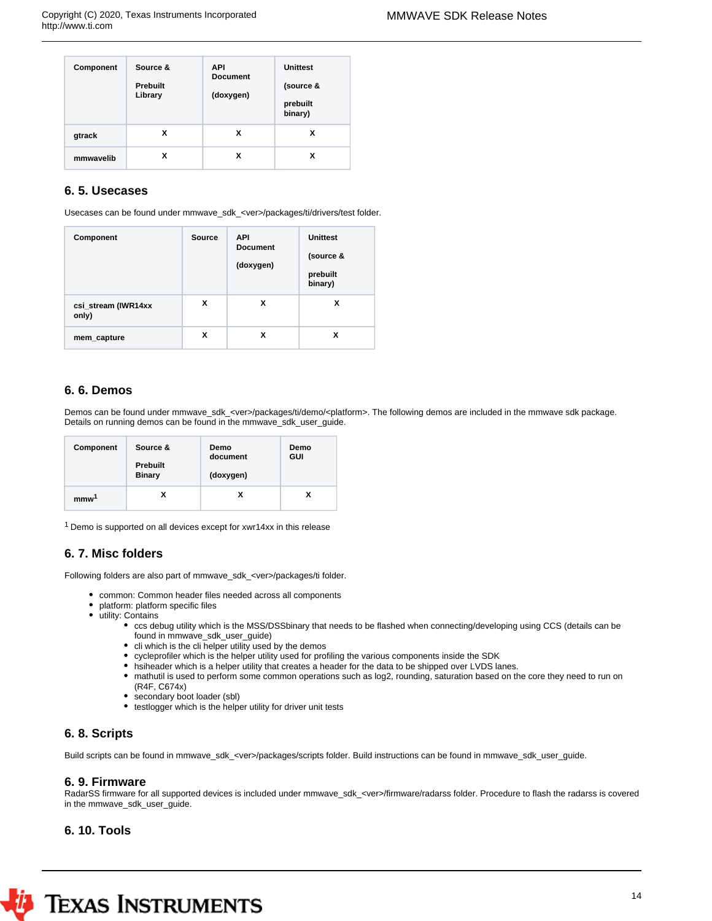| Component | Source & Prebuilt Library | API Document (doxygen) | Unittest (source & prebuilt binary) |
|---|---|---|---|
| gtrack | x | x | x |
| mmwavelib | x | x | x |

## 6. 5. Usecases

Usecases can be found under mmwave_sdk_<ver>/packages/ti/drivers/test folder.

| Component | Source | API Document (doxygen) | Unittest (source & prebuilt binary) |
|---|---|---|---|
| csi_stream (IWR14xx only) | x | x | x |
| mem_capture | x | x | x |

## 6. 6. Demos

Demos can be found under mmwave_sdk_<ver>/packages/ti/demo/<platform>. The following demos are included in the mmwave sdk package. Details on running demos can be found in the mmwave_sdk_user_guide.

| Component | Source & Prebuilt Binary | Demo document (doxygen) | Demo GUI |
|---|---|---|---|
| mmw[1] | x | x | x |

[1] Demo is supported on all devices except for xwr14xx in this release

## 6. 7. Misc folders

Following folders are also part of mmwave_sdk_<ver>/packages/ti folder.

- common: Common header files needed across all components
- platform: platform specific files
- utility: Contains
  - ccs debug utility which is the MSS/DSSbinary that needs to be flashed when connecting/developing using CCS (details can be found in mmwave_sdk_user_guide)
  - cli which is the cli helper utility used by the demos
  - cycleprofiler which is the helper utility used for profiling the various components inside the SDK
  - hsiheader which is a helper utility that creates a header for the data to be shipped over LVDS lanes.
  - mathutil is used to perform some common operations such as log2, rounding, saturation based on the core they need to run on (R4F, C674x)
  - secondary boot loader (sbl)
  - testlogger which is the helper utility for driver unit tests

## 6. 8. Scripts

Build scripts can be found in mmwave_sdk_<ver>/packages/scripts folder. Build instructions can be found in mmwave_sdk_user_guide.

## 6. 9. Firmware

RadarSS firmware for all supported devices is included under mmwave_sdk_<ver>/firmware/radarss folder. Procedure to flash the radarss is covered in the mmwave_sdk_user_guide.

## 6. 10. Tools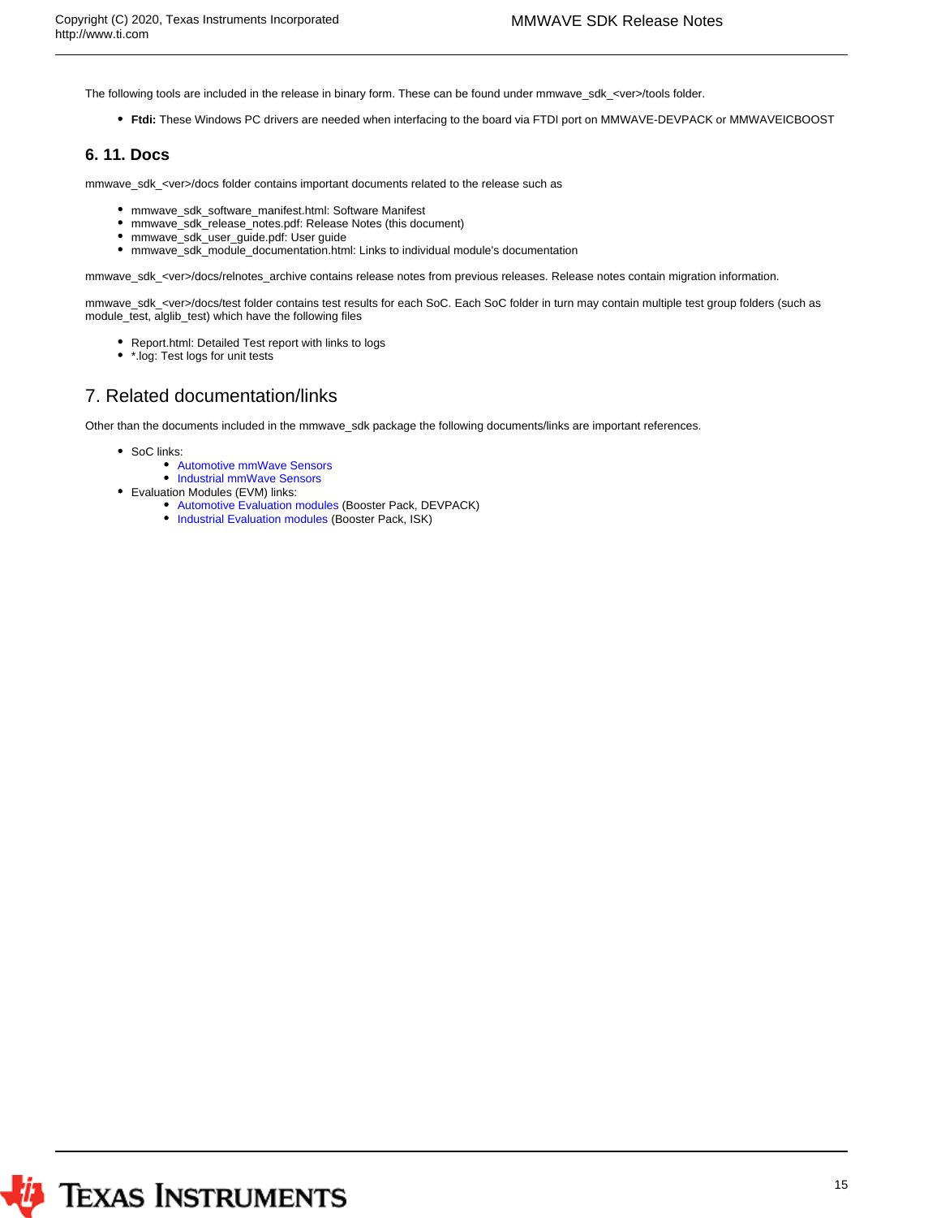The following tools are included in the release in binary form. These can be found under mmwave_sdk_<ver>/tools folder.

- **Ftdi:** These Windows PC drivers are needed when interfacing to the board via FTDI port on MMWAVE-DEVPACK or MMWAVEICBOOST

### 6. 11. Docs

mmwave_sdk_<ver>/docs folder contains important documents related to the release such as

- mmwave_sdk_software_manifest.html: Software Manifest
- mmwave_sdk_release_notes.pdf: Release Notes (this document)
- mmwave_sdk_user_guide.pdf: User guide
- mmwave_sdk_module_documentation.html: Links to individual module's documentation

mmwave_sdk_<ver>/docs/relnotes_archive contains release notes from previous releases. Release notes contain migration information.

mmwave_sdk_<ver>/docs/test folder contains test results for each SoC. Each SoC folder in turn may contain multiple test group folders (such as module_test, alglib_test) which have the following files

- Report.html: Detailed Test report with links to logs
- *.log: Test logs for unit tests

## 7. Related documentation/links

Other than the documents included in the mmwave_sdk package the following documents/links are important references.

- SoC links:
  - Automotive mmWave Sensors
  - Industrial mmWave Sensors
- Evaluation Modules (EVM) links:
  - Automotive Evaluation modules (Booster Pack, DEVPACK)
  - Industrial Evaluation modules (Booster Pack, ISK)